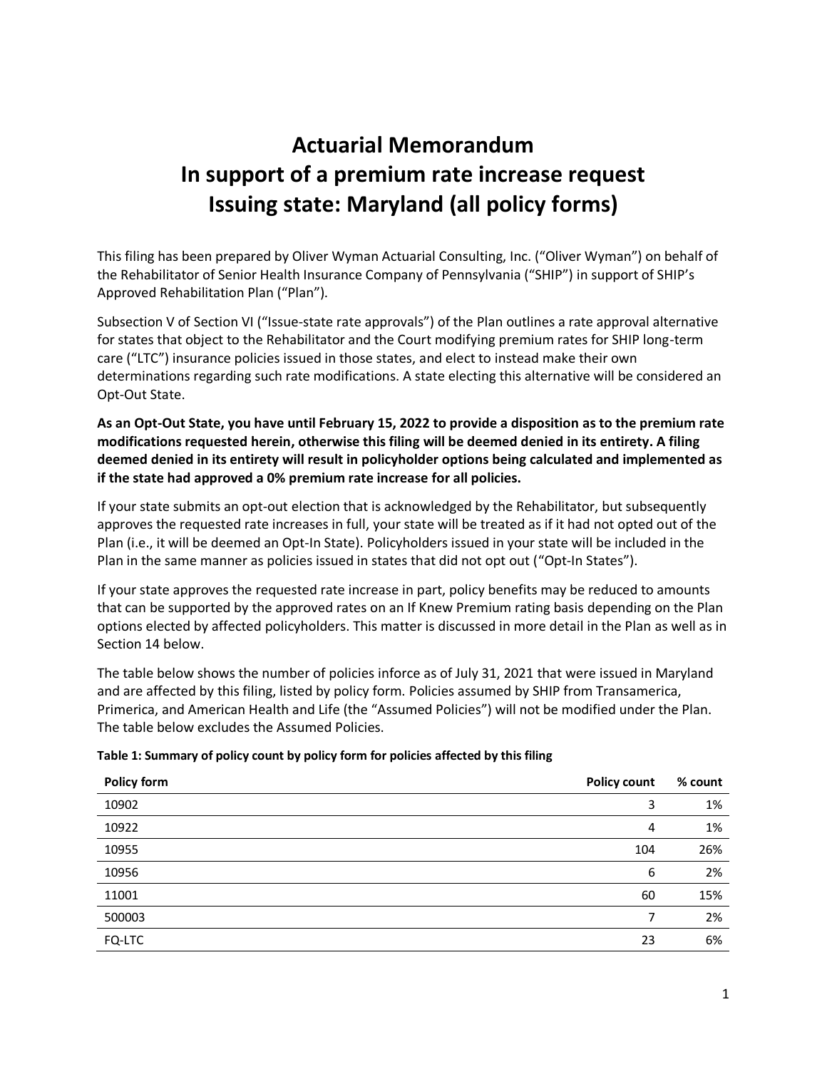# Actuarial Memorandum
# In support of a premium rate increase request
# Issuing state: Maryland (all policy forms)

This filing has been prepared by Oliver Wyman Actuarial Consulting, Inc. ("Oliver Wyman") on behalf of the Rehabilitator of Senior Health Insurance Company of Pennsylvania ("SHIP") in support of SHIP's Approved Rehabilitation Plan ("Plan").

Subsection V of Section VI ("Issue-state rate approvals") of the Plan outlines a rate approval alternative for states that object to the Rehabilitator and the Court modifying premium rates for SHIP long-term care ("LTC") insurance policies issued in those states, and elect to instead make their own determinations regarding such rate modifications. A state electing this alternative will be considered an Opt-Out State.

**As an Opt-Out State, you have until February 15, 2022 to provide a disposition as to the premium rate modifications requested herein, otherwise this filing will be deemed denied in its entirety. A filing deemed denied in its entirety will result in policyholder options being calculated and implemented as if the state had approved a 0% premium rate increase for all policies.**

If your state submits an opt-out election that is acknowledged by the Rehabilitator, but subsequently approves the requested rate increases in full, your state will be treated as if it had not opted out of the Plan (i.e., it will be deemed an Opt-In State). Policyholders issued in your state will be included in the Plan in the same manner as policies issued in states that did not opt out ("Opt-In States").

If your state approves the requested rate increase in part, policy benefits may be reduced to amounts that can be supported by the approved rates on an If Knew Premium rating basis depending on the Plan options elected by affected policyholders. This matter is discussed in more detail in the Plan as well as in Section 14 below.

The table below shows the number of policies inforce as of July 31, 2021 that were issued in Maryland and are affected by this filing, listed by policy form. Policies assumed by SHIP from Transamerica, Primerica, and American Health and Life (the "Assumed Policies") will not be modified under the Plan. The table below excludes the Assumed Policies.

**Table 1: Summary of policy count by policy form for policies affected by this filing**

| Policy form | Policy count | % count |
|---|---|---|
| 10902 | 3 | 1% |
| 10922 | 4 | 1% |
| 10955 | 104 | 26% |
| 10956 | 6 | 2% |
| 11001 | 60 | 15% |
| 500003 | 7 | 2% |
| FQ-LTC | 23 | 6% |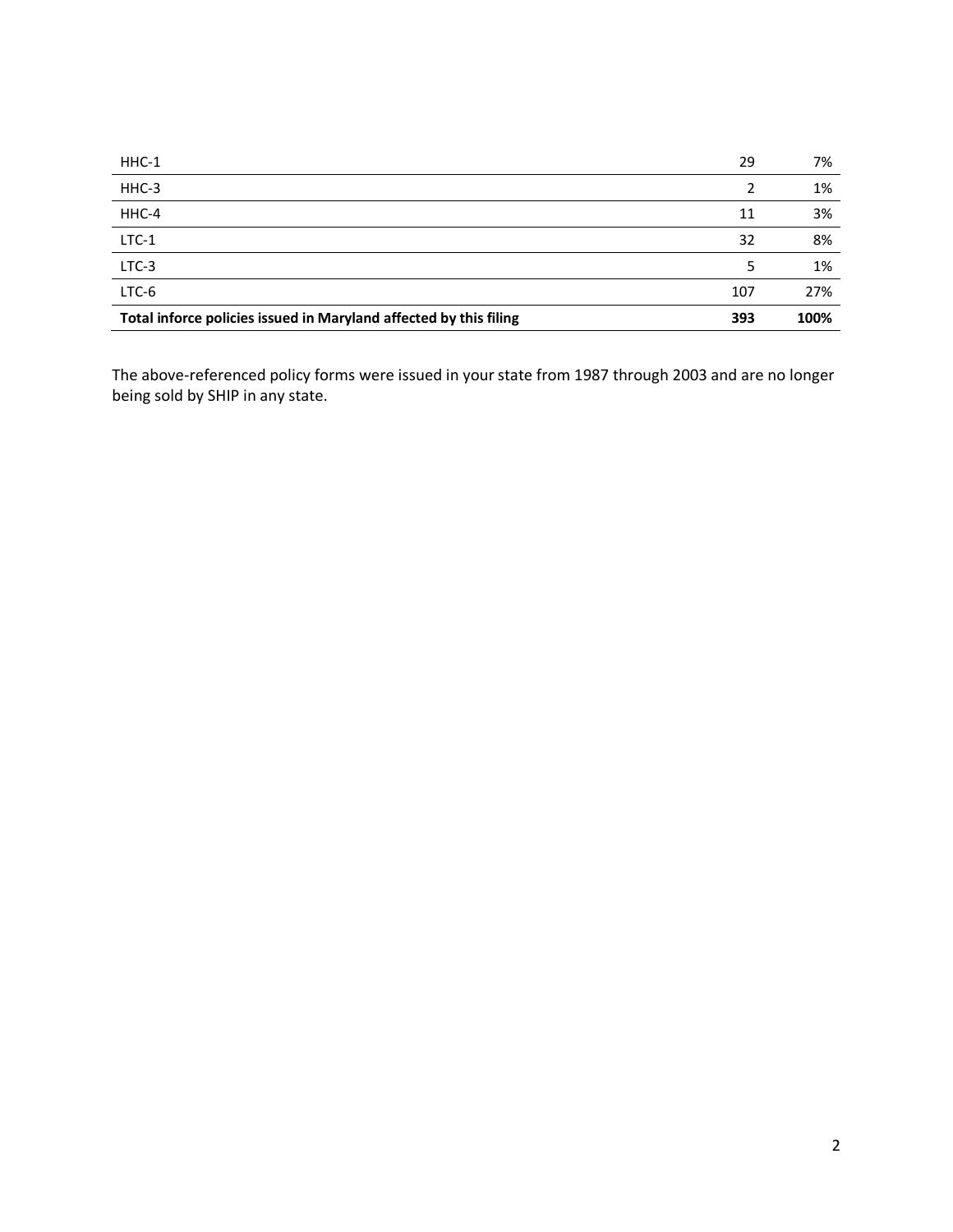| | | |
|---|---|---|
| HHC-1 | 29 | 7% |
| HHC-3 | 2 | 1% |
| HHC-4 | 11 | 3% |
| LTC-1 | 32 | 8% |
| LTC-3 | 5 | 1% |
| LTC-6 | 107 | 27% |
| **Total inforce policies issued in Maryland affected by this filing** | **393** | **100%** |

The above-referenced policy forms were issued in your state from 1987 through 2003 and are no longer being sold by SHIP in any state.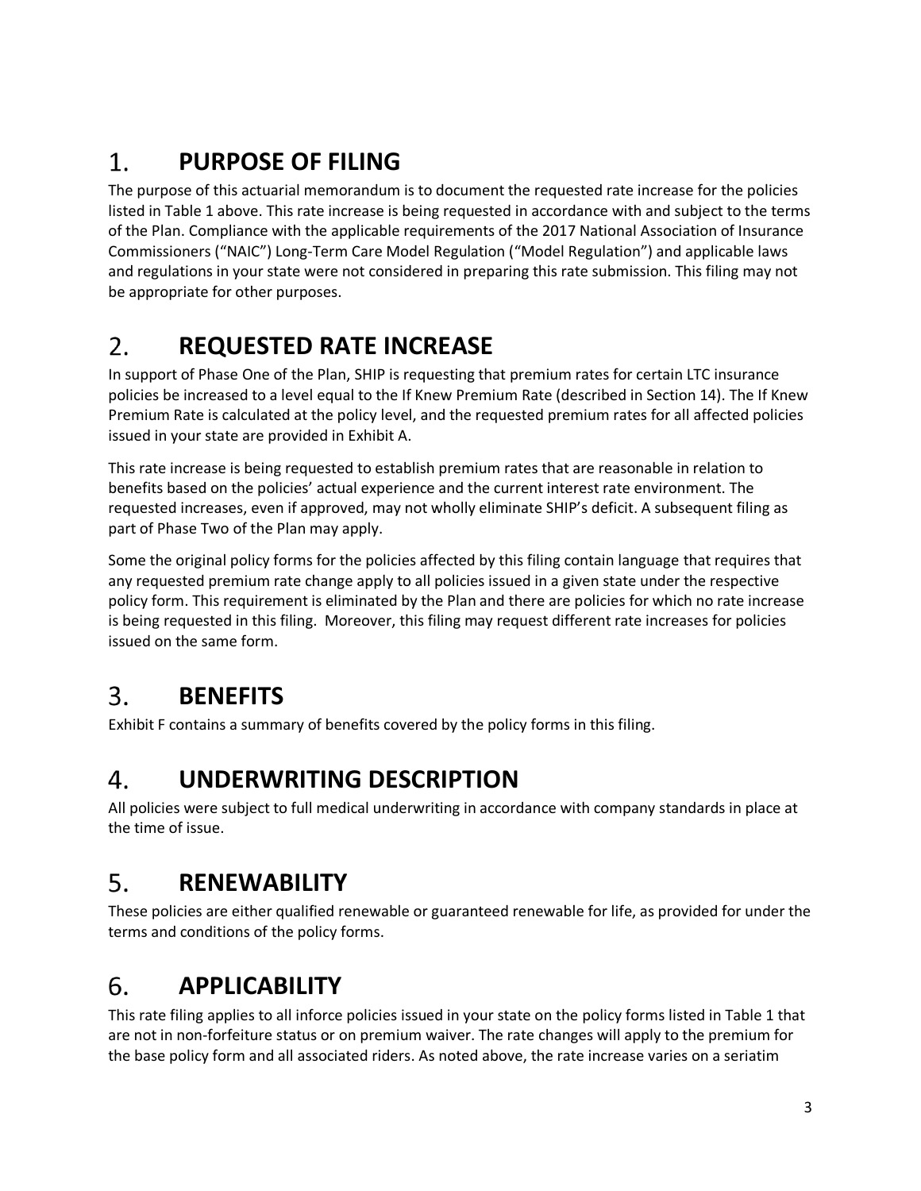## 1. PURPOSE OF FILING

The purpose of this actuarial memorandum is to document the requested rate increase for the policies listed in Table 1 above. This rate increase is being requested in accordance with and subject to the terms of the Plan. Compliance with the applicable requirements of the 2017 National Association of Insurance Commissioners ("NAIC") Long-Term Care Model Regulation ("Model Regulation") and applicable laws and regulations in your state were not considered in preparing this rate submission. This filing may not be appropriate for other purposes.

## 2. REQUESTED RATE INCREASE

In support of Phase One of the Plan, SHIP is requesting that premium rates for certain LTC insurance policies be increased to a level equal to the If Knew Premium Rate (described in Section 14). The If Knew Premium Rate is calculated at the policy level, and the requested premium rates for all affected policies issued in your state are provided in Exhibit A.

This rate increase is being requested to establish premium rates that are reasonable in relation to benefits based on the policies' actual experience and the current interest rate environment. The requested increases, even if approved, may not wholly eliminate SHIP's deficit. A subsequent filing as part of Phase Two of the Plan may apply.

Some the original policy forms for the policies affected by this filing contain language that requires that any requested premium rate change apply to all policies issued in a given state under the respective policy form. This requirement is eliminated by the Plan and there are policies for which no rate increase is being requested in this filing. Moreover, this filing may request different rate increases for policies issued on the same form.

## 3. BENEFITS

Exhibit F contains a summary of benefits covered by the policy forms in this filing.

## 4. UNDERWRITING DESCRIPTION

All policies were subject to full medical underwriting in accordance with company standards in place at the time of issue.

## 5. RENEWABILITY

These policies are either qualified renewable or guaranteed renewable for life, as provided for under the terms and conditions of the policy forms.

## 6. APPLICABILITY

This rate filing applies to all inforce policies issued in your state on the policy forms listed in Table 1 that are not in non-forfeiture status or on premium waiver. The rate changes will apply to the premium for the base policy form and all associated riders. As noted above, the rate increase varies on a seriatim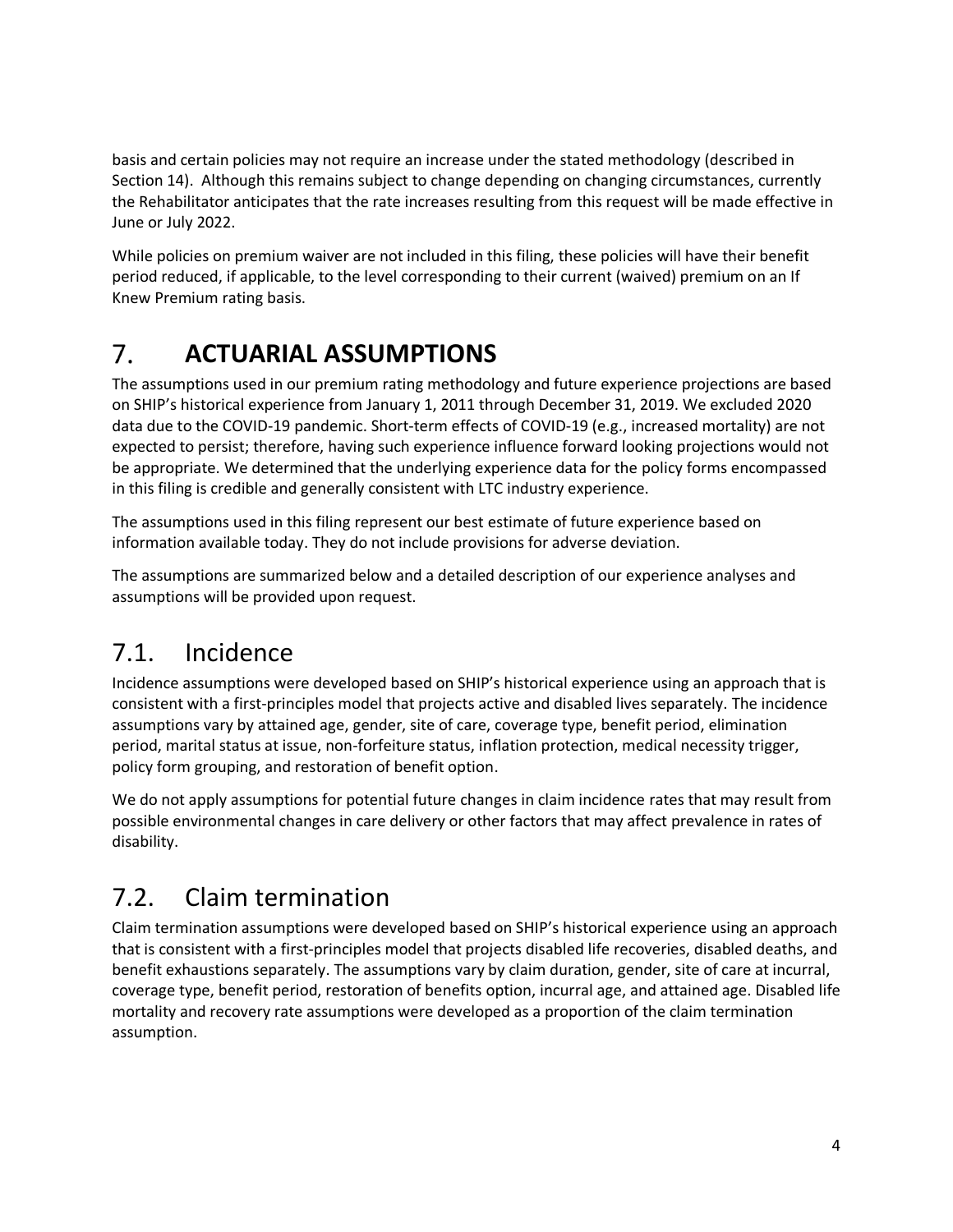basis and certain policies may not require an increase under the stated methodology (described in Section 14). Although this remains subject to change depending on changing circumstances, currently the Rehabilitator anticipates that the rate increases resulting from this request will be made effective in June or July 2022.

While policies on premium waiver are not included in this filing, these policies will have their benefit period reduced, if applicable, to the level corresponding to their current (waived) premium on an If Knew Premium rating basis.

# 7. ACTUARIAL ASSUMPTIONS

The assumptions used in our premium rating methodology and future experience projections are based on SHIP's historical experience from January 1, 2011 through December 31, 2019. We excluded 2020 data due to the COVID-19 pandemic. Short-term effects of COVID-19 (e.g., increased mortality) are not expected to persist; therefore, having such experience influence forward looking projections would not be appropriate. We determined that the underlying experience data for the policy forms encompassed in this filing is credible and generally consistent with LTC industry experience.

The assumptions used in this filing represent our best estimate of future experience based on information available today. They do not include provisions for adverse deviation.

The assumptions are summarized below and a detailed description of our experience analyses and assumptions will be provided upon request.

## 7.1. Incidence

Incidence assumptions were developed based on SHIP's historical experience using an approach that is consistent with a first-principles model that projects active and disabled lives separately. The incidence assumptions vary by attained age, gender, site of care, coverage type, benefit period, elimination period, marital status at issue, non-forfeiture status, inflation protection, medical necessity trigger, policy form grouping, and restoration of benefit option.

We do not apply assumptions for potential future changes in claim incidence rates that may result from possible environmental changes in care delivery or other factors that may affect prevalence in rates of disability.

## 7.2. Claim termination

Claim termination assumptions were developed based on SHIP's historical experience using an approach that is consistent with a first-principles model that projects disabled life recoveries, disabled deaths, and benefit exhaustions separately. The assumptions vary by claim duration, gender, site of care at incurral, coverage type, benefit period, restoration of benefits option, incurral age, and attained age. Disabled life mortality and recovery rate assumptions were developed as a proportion of the claim termination assumption.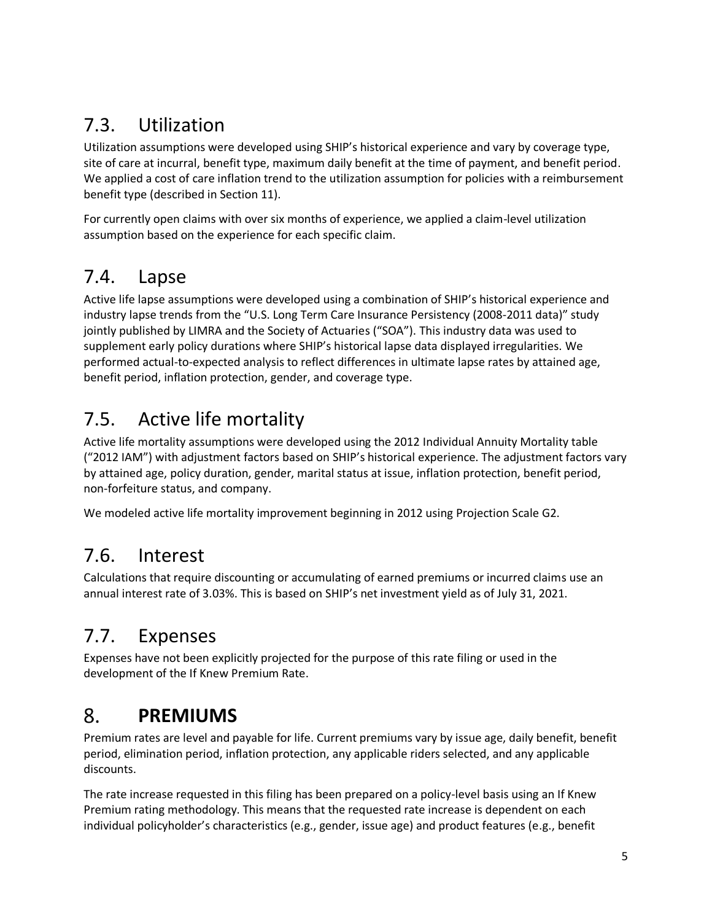## 7.3. Utilization

Utilization assumptions were developed using SHIP's historical experience and vary by coverage type, site of care at incurral, benefit type, maximum daily benefit at the time of payment, and benefit period. We applied a cost of care inflation trend to the utilization assumption for policies with a reimbursement benefit type (described in Section 11).

For currently open claims with over six months of experience, we applied a claim-level utilization assumption based on the experience for each specific claim.

## 7.4. Lapse

Active life lapse assumptions were developed using a combination of SHIP's historical experience and industry lapse trends from the "U.S. Long Term Care Insurance Persistency (2008-2011 data)" study jointly published by LIMRA and the Society of Actuaries ("SOA"). This industry data was used to supplement early policy durations where SHIP's historical lapse data displayed irregularities. We performed actual-to-expected analysis to reflect differences in ultimate lapse rates by attained age, benefit period, inflation protection, gender, and coverage type.

## 7.5. Active life mortality

Active life mortality assumptions were developed using the 2012 Individual Annuity Mortality table ("2012 IAM") with adjustment factors based on SHIP's historical experience. The adjustment factors vary by attained age, policy duration, gender, marital status at issue, inflation protection, benefit period, non-forfeiture status, and company.

We modeled active life mortality improvement beginning in 2012 using Projection Scale G2.

## 7.6. Interest

Calculations that require discounting or accumulating of earned premiums or incurred claims use an annual interest rate of 3.03%. This is based on SHIP's net investment yield as of July 31, 2021.

## 7.7. Expenses

Expenses have not been explicitly projected for the purpose of this rate filing or used in the development of the If Knew Premium Rate.

# 8. PREMIUMS

Premium rates are level and payable for life. Current premiums vary by issue age, daily benefit, benefit period, elimination period, inflation protection, any applicable riders selected, and any applicable discounts.

The rate increase requested in this filing has been prepared on a policy-level basis using an If Knew Premium rating methodology. This means that the requested rate increase is dependent on each individual policyholder's characteristics (e.g., gender, issue age) and product features (e.g., benefit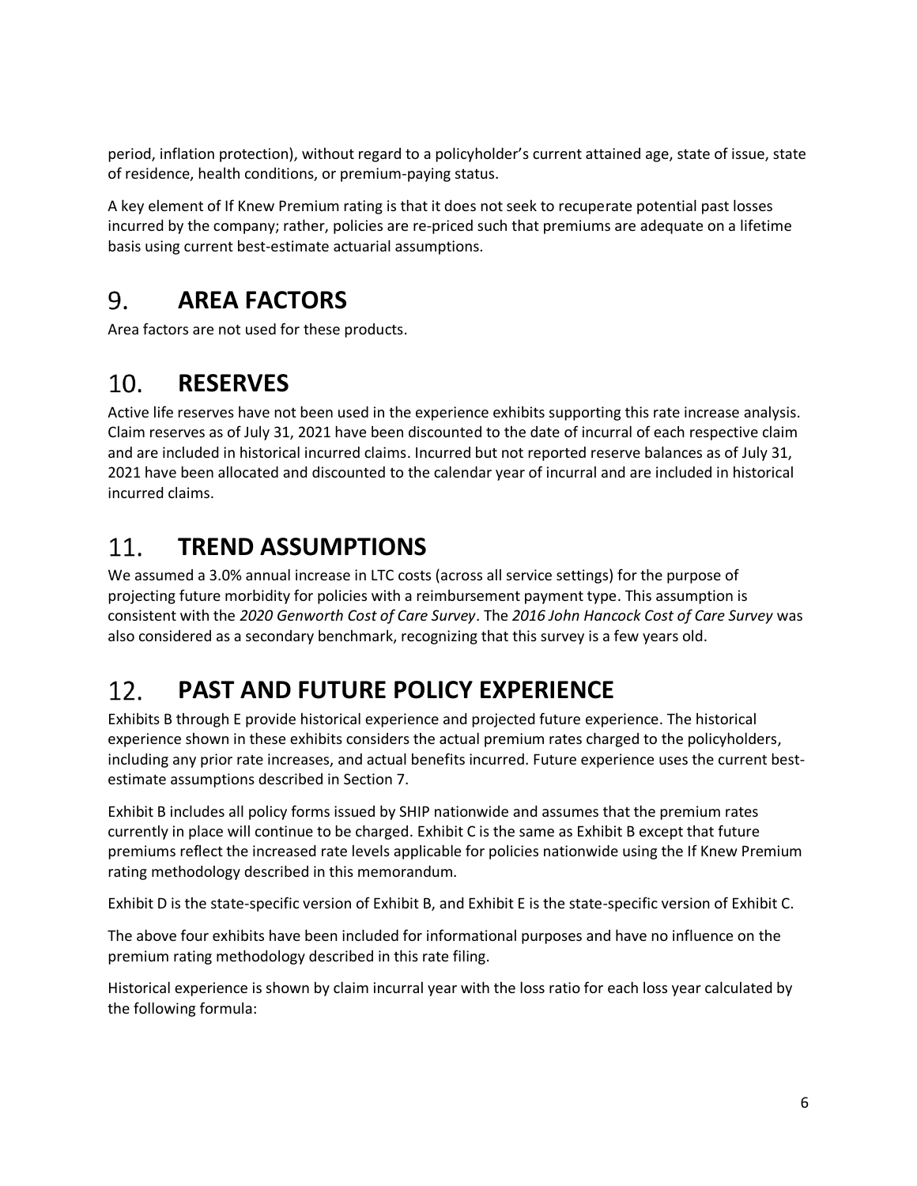period, inflation protection), without regard to a policyholder's current attained age, state of issue, state of residence, health conditions, or premium-paying status.

A key element of If Knew Premium rating is that it does not seek to recuperate potential past losses incurred by the company; rather, policies are re-priced such that premiums are adequate on a lifetime basis using current best-estimate actuarial assumptions.

# 9. AREA FACTORS

Area factors are not used for these products.

# 10. RESERVES

Active life reserves have not been used in the experience exhibits supporting this rate increase analysis. Claim reserves as of July 31, 2021 have been discounted to the date of incurral of each respective claim and are included in historical incurred claims. Incurred but not reported reserve balances as of July 31, 2021 have been allocated and discounted to the calendar year of incurral and are included in historical incurred claims.

# 11. TREND ASSUMPTIONS

We assumed a 3.0% annual increase in LTC costs (across all service settings) for the purpose of projecting future morbidity for policies with a reimbursement payment type. This assumption is consistent with the *2020 Genworth Cost of Care Survey*. The *2016 John Hancock Cost of Care Survey* was also considered as a secondary benchmark, recognizing that this survey is a few years old.

# 12. PAST AND FUTURE POLICY EXPERIENCE

Exhibits B through E provide historical experience and projected future experience. The historical experience shown in these exhibits considers the actual premium rates charged to the policyholders, including any prior rate increases, and actual benefits incurred. Future experience uses the current best-estimate assumptions described in Section 7.

Exhibit B includes all policy forms issued by SHIP nationwide and assumes that the premium rates currently in place will continue to be charged. Exhibit C is the same as Exhibit B except that future premiums reflect the increased rate levels applicable for policies nationwide using the If Knew Premium rating methodology described in this memorandum.

Exhibit D is the state-specific version of Exhibit B, and Exhibit E is the state-specific version of Exhibit C.

The above four exhibits have been included for informational purposes and have no influence on the premium rating methodology described in this rate filing.

Historical experience is shown by claim incurral year with the loss ratio for each loss year calculated by the following formula: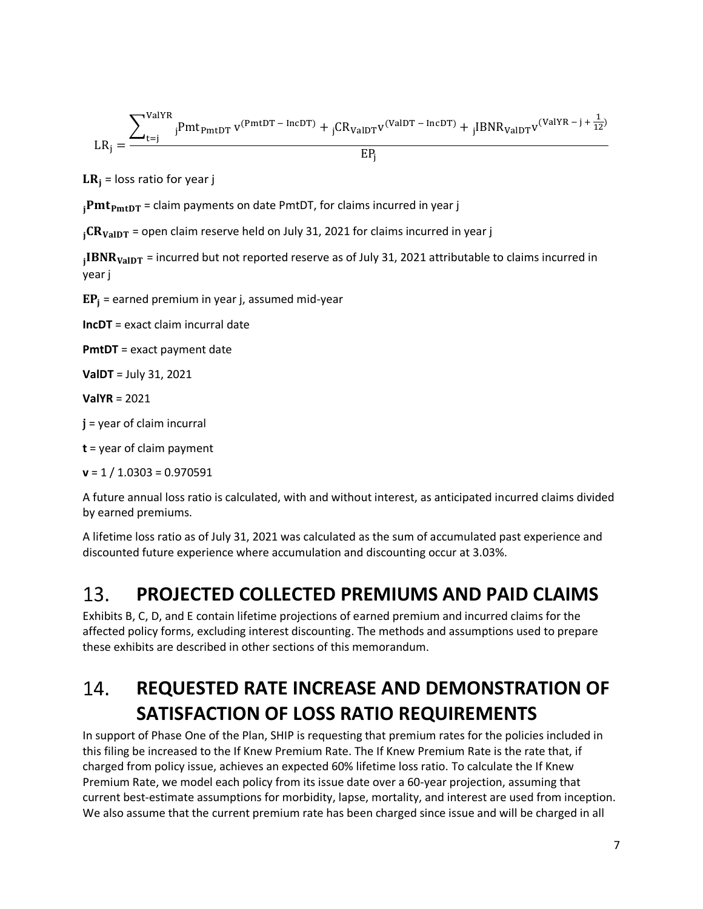$$LR_j = \frac{\sum_{t=j}^{ValYR} {}_{j}Pmt_{PmtDT}\, v^{(PmtDT - IncDT)} + {}_{j}CR_{ValDT} v^{(ValDT - IncDT)} + {}_{j}IBNR_{ValDT} v^{(ValYR - j + \frac{1}{12})}}{EP_j}$$

$\mathbf{LR_j}$ = loss ratio for year j

$\mathbf{{}_{j}Pmt_{PmtDT}}$ = claim payments on date PmtDT, for claims incurred in year j

$\mathbf{{}_{j}CR_{ValDT}}$ = open claim reserve held on July 31, 2021 for claims incurred in year j

$\mathbf{{}_{j}IBNR_{ValDT}}$ = incurred but not reported reserve as of July 31, 2021 attributable to claims incurred in year j

$\mathbf{EP_j}$ = earned premium in year j, assumed mid-year

**IncDT** = exact claim incurral date

**PmtDT** = exact payment date

**ValDT** = July 31, 2021

**ValYR** = 2021

**j** = year of claim incurral

**t** = year of claim payment

**v** = 1 / 1.0303 = 0.970591

A future annual loss ratio is calculated, with and without interest, as anticipated incurred claims divided by earned premiums.

A lifetime loss ratio as of July 31, 2021 was calculated as the sum of accumulated past experience and discounted future experience where accumulation and discounting occur at 3.03%.

# 13. PROJECTED COLLECTED PREMIUMS AND PAID CLAIMS

Exhibits B, C, D, and E contain lifetime projections of earned premium and incurred claims for the affected policy forms, excluding interest discounting. The methods and assumptions used to prepare these exhibits are described in other sections of this memorandum.

# 14. REQUESTED RATE INCREASE AND DEMONSTRATION OF SATISFACTION OF LOSS RATIO REQUIREMENTS

In support of Phase One of the Plan, SHIP is requesting that premium rates for the policies included in this filing be increased to the If Knew Premium Rate. The If Knew Premium Rate is the rate that, if charged from policy issue, achieves an expected 60% lifetime loss ratio. To calculate the If Knew Premium Rate, we model each policy from its issue date over a 60-year projection, assuming that current best-estimate assumptions for morbidity, lapse, mortality, and interest are used from inception. We also assume that the current premium rate has been charged since issue and will be charged in all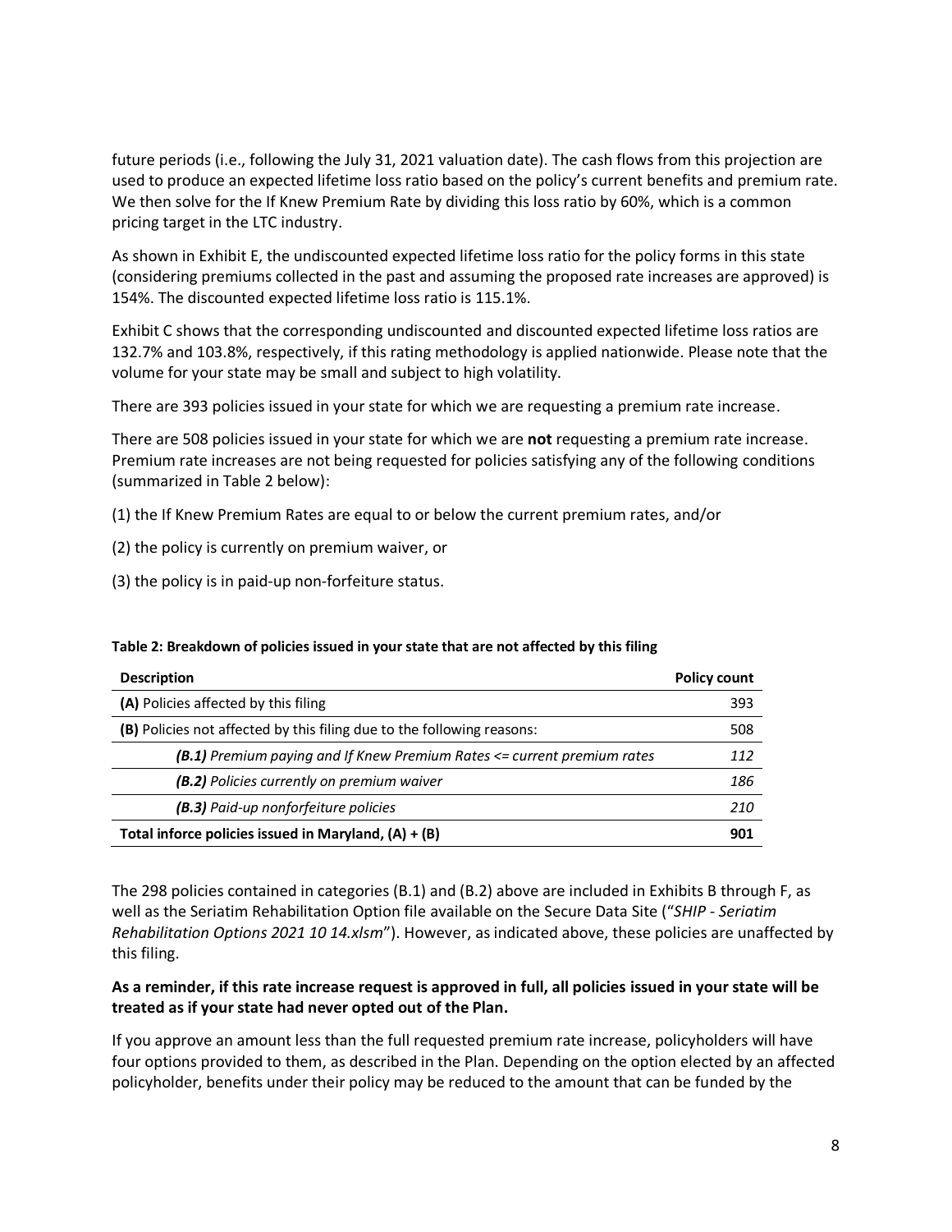future periods (i.e., following the July 31, 2021 valuation date). The cash flows from this projection are used to produce an expected lifetime loss ratio based on the policy's current benefits and premium rate. We then solve for the If Knew Premium Rate by dividing this loss ratio by 60%, which is a common pricing target in the LTC industry.

As shown in Exhibit E, the undiscounted expected lifetime loss ratio for the policy forms in this state (considering premiums collected in the past and assuming the proposed rate increases are approved) is 154%. The discounted expected lifetime loss ratio is 115.1%.

Exhibit C shows that the corresponding undiscounted and discounted expected lifetime loss ratios are 132.7% and 103.8%, respectively, if this rating methodology is applied nationwide. Please note that the volume for your state may be small and subject to high volatility.

There are 393 policies issued in your state for which we are requesting a premium rate increase.

There are 508 policies issued in your state for which we are **not** requesting a premium rate increase. Premium rate increases are not being requested for policies satisfying any of the following conditions (summarized in Table 2 below):

(1) the If Knew Premium Rates are equal to or below the current premium rates, and/or

(2) the policy is currently on premium waiver, or

(3) the policy is in paid-up non-forfeiture status.

**Table 2: Breakdown of policies issued in your state that are not affected by this filing**

| Description | Policy count |
|---|---:|
| **(A)** Policies affected by this filing | 393 |
| **(B)** Policies not affected by this filing due to the following reasons: | 508 |
| ***(B.1)*** *Premium paying and If Knew Premium Rates <= current premium rates* | *112* |
| ***(B.2)*** *Policies currently on premium waiver* | *186* |
| ***(B.3)*** *Paid-up nonforfeiture policies* | *210* |
| **Total inforce policies issued in Maryland, (A) + (B)** | **901** |

The 298 policies contained in categories (B.1) and (B.2) above are included in Exhibits B through F, as well as the Seriatim Rehabilitation Option file available on the Secure Data Site ("*SHIP - Seriatim Rehabilitation Options 2021 10 14.xlsm*"). However, as indicated above, these policies are unaffected by this filing.

**As a reminder, if this rate increase request is approved in full, all policies issued in your state will be treated as if your state had never opted out of the Plan.**

If you approve an amount less than the full requested premium rate increase, policyholders will have four options provided to them, as described in the Plan. Depending on the option elected by an affected policyholder, benefits under their policy may be reduced to the amount that can be funded by the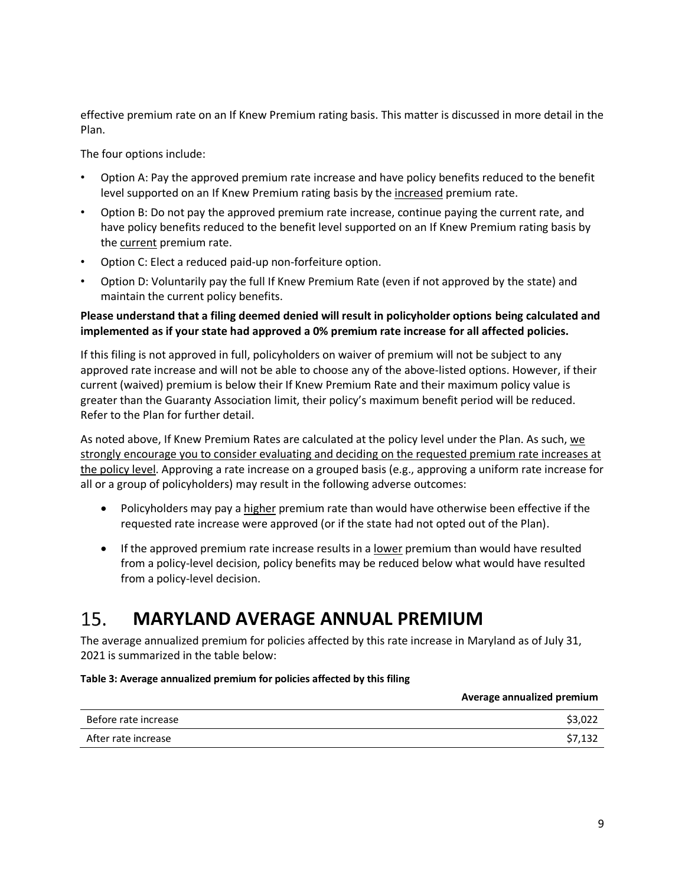effective premium rate on an If Knew Premium rating basis. This matter is discussed in more detail in the Plan.

The four options include:

- Option A: Pay the approved premium rate increase and have policy benefits reduced to the benefit level supported on an If Knew Premium rating basis by the increased premium rate.
- Option B: Do not pay the approved premium rate increase, continue paying the current rate, and have policy benefits reduced to the benefit level supported on an If Knew Premium rating basis by the current premium rate.
- Option C: Elect a reduced paid-up non-forfeiture option.
- Option D: Voluntarily pay the full If Knew Premium Rate (even if not approved by the state) and maintain the current policy benefits.

**Please understand that a filing deemed denied will result in policyholder options being calculated and implemented as if your state had approved a 0% premium rate increase for all affected policies.**

If this filing is not approved in full, policyholders on waiver of premium will not be subject to any approved rate increase and will not be able to choose any of the above-listed options. However, if their current (waived) premium is below their If Knew Premium Rate and their maximum policy value is greater than the Guaranty Association limit, their policy's maximum benefit period will be reduced. Refer to the Plan for further detail.

As noted above, If Knew Premium Rates are calculated at the policy level under the Plan. As such, we strongly encourage you to consider evaluating and deciding on the requested premium rate increases at the policy level. Approving a rate increase on a grouped basis (e.g., approving a uniform rate increase for all or a group of policyholders) may result in the following adverse outcomes:

- Policyholders may pay a higher premium rate than would have otherwise been effective if the requested rate increase were approved (or if the state had not opted out of the Plan).
- If the approved premium rate increase results in a lower premium than would have resulted from a policy-level decision, policy benefits may be reduced below what would have resulted from a policy-level decision.

# 15. MARYLAND AVERAGE ANNUAL PREMIUM

The average annualized premium for policies affected by this rate increase in Maryland as of July 31, 2021 is summarized in the table below:

**Table 3: Average annualized premium for policies affected by this filing**

| | Average annualized premium |
|---|---:|
| Before rate increase | $3,022 |
| After rate increase | $7,132 |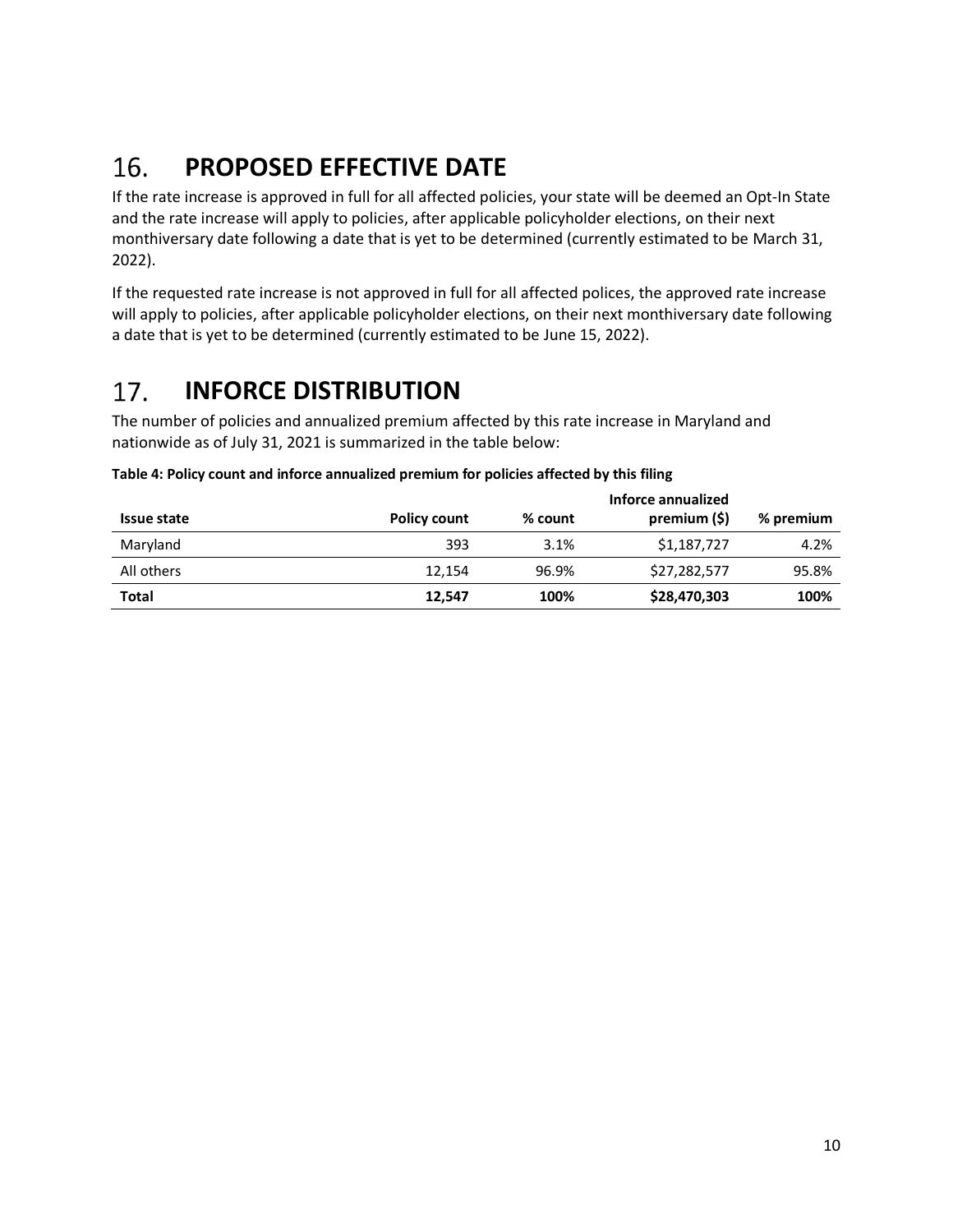## 16. PROPOSED EFFECTIVE DATE

If the rate increase is approved in full for all affected policies, your state will be deemed an Opt-In State and the rate increase will apply to policies, after applicable policyholder elections, on their next monthiversary date following a date that is yet to be determined (currently estimated to be March 31, 2022).

If the requested rate increase is not approved in full for all affected polices, the approved rate increase will apply to policies, after applicable policyholder elections, on their next monthiversary date following a date that is yet to be determined (currently estimated to be June 15, 2022).

## 17. INFORCE DISTRIBUTION

The number of policies and annualized premium affected by this rate increase in Maryland and nationwide as of July 31, 2021 is summarized in the table below:

**Table 4: Policy count and inforce annualized premium for policies affected by this filing**

| Issue state | Policy count | % count | Inforce annualized premium ($) | % premium |
|---|---|---|---|---|
| Maryland | 393 | 3.1% | $1,187,727 | 4.2% |
| All others | 12,154 | 96.9% | $27,282,577 | 95.8% |
| **Total** | **12,547** | **100%** | **$28,470,303** | **100%** |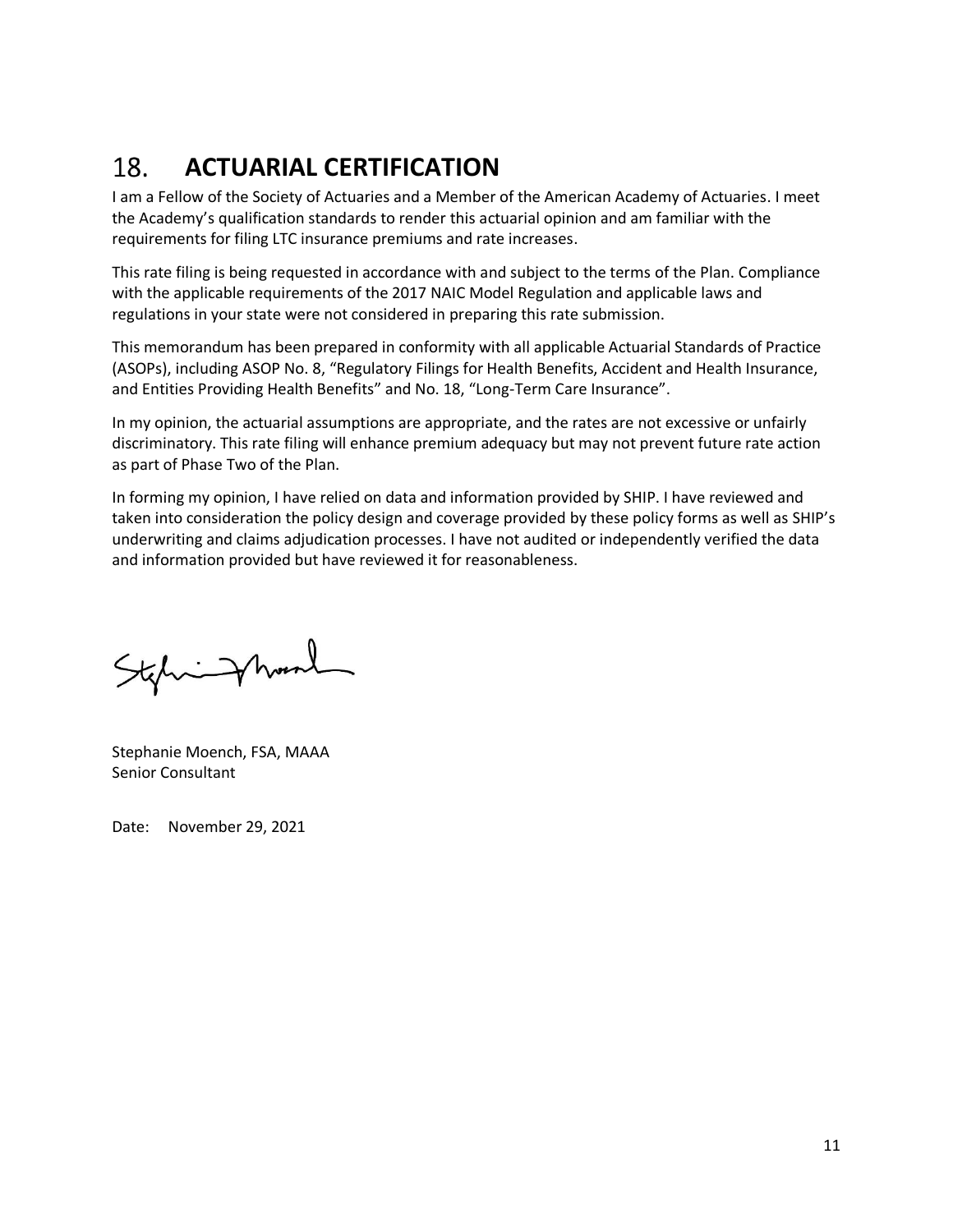# 18. ACTUARIAL CERTIFICATION

I am a Fellow of the Society of Actuaries and a Member of the American Academy of Actuaries. I meet the Academy's qualification standards to render this actuarial opinion and am familiar with the requirements for filing LTC insurance premiums and rate increases.

This rate filing is being requested in accordance with and subject to the terms of the Plan. Compliance with the applicable requirements of the 2017 NAIC Model Regulation and applicable laws and regulations in your state were not considered in preparing this rate submission.

This memorandum has been prepared in conformity with all applicable Actuarial Standards of Practice (ASOPs), including ASOP No. 8, "Regulatory Filings for Health Benefits, Accident and Health Insurance, and Entities Providing Health Benefits" and No. 18, "Long-Term Care Insurance".

In my opinion, the actuarial assumptions are appropriate, and the rates are not excessive or unfairly discriminatory. This rate filing will enhance premium adequacy but may not prevent future rate action as part of Phase Two of the Plan.

In forming my opinion, I have relied on data and information provided by SHIP. I have reviewed and taken into consideration the policy design and coverage provided by these policy forms as well as SHIP's underwriting and claims adjudication processes. I have not audited or independently verified the data and information provided but have reviewed it for reasonableness.

Stephanie Moench, FSA, MAAA
Senior Consultant

Date: November 29, 2021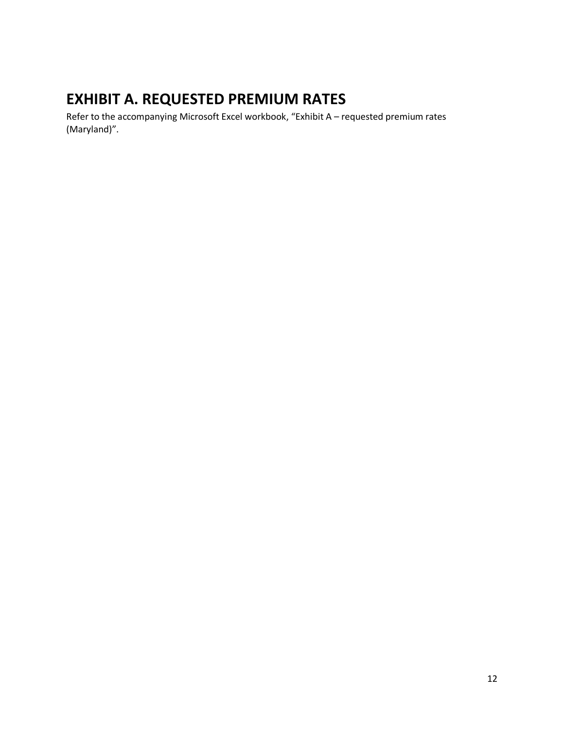# EXHIBIT A. REQUESTED PREMIUM RATES

Refer to the accompanying Microsoft Excel workbook, “Exhibit A – requested premium rates (Maryland)”.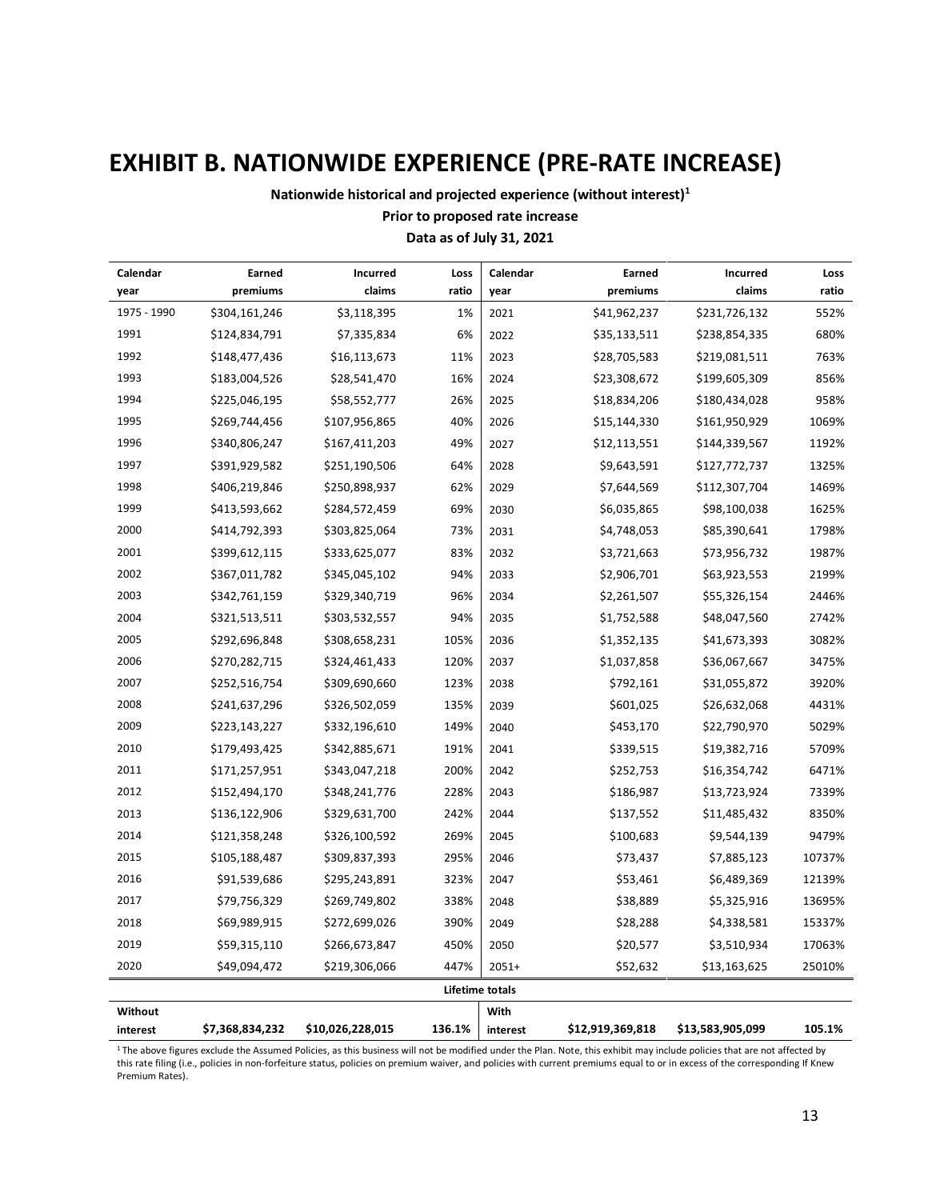# EXHIBIT B. NATIONWIDE EXPERIENCE (PRE-RATE INCREASE)

**Nationwide historical and projected experience (without interest)[1]**

**Prior to proposed rate increase**

**Data as of July 31, 2021**

| Calendar year | Earned premiums | Incurred claims | Loss ratio | Calendar year | Earned premiums | Incurred claims | Loss ratio |
|---|---|---|---|---|---|---|---|
| 1975 - 1990 | $304,161,246 | $3,118,395 | 1% | 2021 | $41,962,237 | $231,726,132 | 552% |
| 1991 | $124,834,791 | $7,335,834 | 6% | 2022 | $35,133,511 | $238,854,335 | 680% |
| 1992 | $148,477,436 | $16,113,673 | 11% | 2023 | $28,705,583 | $219,081,511 | 763% |
| 1993 | $183,004,526 | $28,541,470 | 16% | 2024 | $23,308,672 | $199,605,309 | 856% |
| 1994 | $225,046,195 | $58,552,777 | 26% | 2025 | $18,834,206 | $180,434,028 | 958% |
| 1995 | $269,744,456 | $107,956,865 | 40% | 2026 | $15,144,330 | $161,950,929 | 1069% |
| 1996 | $340,806,247 | $167,411,203 | 49% | 2027 | $12,113,551 | $144,339,567 | 1192% |
| 1997 | $391,929,582 | $251,190,506 | 64% | 2028 | $9,643,591 | $127,772,737 | 1325% |
| 1998 | $406,219,846 | $250,898,937 | 62% | 2029 | $7,644,569 | $112,307,704 | 1469% |
| 1999 | $413,593,662 | $284,572,459 | 69% | 2030 | $6,035,865 | $98,100,038 | 1625% |
| 2000 | $414,792,393 | $303,825,064 | 73% | 2031 | $4,748,053 | $85,390,641 | 1798% |
| 2001 | $399,612,115 | $333,625,077 | 83% | 2032 | $3,721,663 | $73,956,732 | 1987% |
| 2002 | $367,011,782 | $345,045,102 | 94% | 2033 | $2,906,701 | $63,923,553 | 2199% |
| 2003 | $342,761,159 | $329,340,719 | 96% | 2034 | $2,261,507 | $55,326,154 | 2446% |
| 2004 | $321,513,511 | $303,532,557 | 94% | 2035 | $1,752,588 | $48,047,560 | 2742% |
| 2005 | $292,696,848 | $308,658,231 | 105% | 2036 | $1,352,135 | $41,673,393 | 3082% |
| 2006 | $270,282,715 | $324,461,433 | 120% | 2037 | $1,037,858 | $36,067,667 | 3475% |
| 2007 | $252,516,754 | $309,690,660 | 123% | 2038 | $792,161 | $31,055,872 | 3920% |
| 2008 | $241,637,296 | $326,502,059 | 135% | 2039 | $601,025 | $26,632,068 | 4431% |
| 2009 | $223,143,227 | $332,196,610 | 149% | 2040 | $453,170 | $22,790,970 | 5029% |
| 2010 | $179,493,425 | $342,885,671 | 191% | 2041 | $339,515 | $19,382,716 | 5709% |
| 2011 | $171,257,951 | $343,047,218 | 200% | 2042 | $252,753 | $16,354,742 | 6471% |
| 2012 | $152,494,170 | $348,241,776 | 228% | 2043 | $186,987 | $13,723,924 | 7339% |
| 2013 | $136,122,906 | $329,631,700 | 242% | 2044 | $137,552 | $11,485,432 | 8350% |
| 2014 | $121,358,248 | $326,100,592 | 269% | 2045 | $100,683 | $9,544,139 | 9479% |
| 2015 | $105,188,487 | $309,837,393 | 295% | 2046 | $73,437 | $7,885,123 | 10737% |
| 2016 | $91,539,686 | $295,243,891 | 323% | 2047 | $53,461 | $6,489,369 | 12139% |
| 2017 | $79,756,329 | $269,749,802 | 338% | 2048 | $38,889 | $5,325,916 | 13695% |
| 2018 | $69,989,915 | $272,699,026 | 390% | 2049 | $28,288 | $4,338,581 | 15337% |
| 2019 | $59,315,110 | $266,673,847 | 450% | 2050 | $20,577 | $3,510,934 | 17063% |
| 2020 | $49,094,472 | $219,306,066 | 447% | 2051+ | $52,632 | $13,163,625 | 25010% |
| **Lifetime totals** | | | | | | | |
| **Without interest** | **$7,368,834,232** | **$10,026,228,015** | **136.1%** | **With interest** | **$12,919,369,818** | **$13,583,905,099** | **105.1%** |

[1] The above figures exclude the Assumed Policies, as this business will not be modified under the Plan. Note, this exhibit may include policies that are not affected by this rate filing (i.e., policies in non-forfeiture status, policies on premium waiver, and policies with current premiums equal to or in excess of the corresponding If Knew Premium Rates).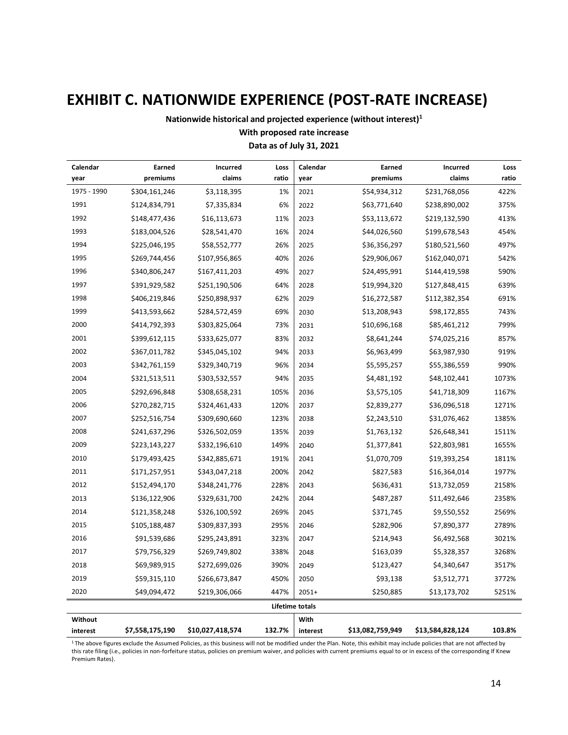# EXHIBIT C. NATIONWIDE EXPERIENCE (POST-RATE INCREASE)

**Nationwide historical and projected experience (without interest)[1]**

**With proposed rate increase**

**Data as of July 31, 2021**

| Calendar year | Earned premiums | Incurred claims | Loss ratio | Calendar year | Earned premiums | Incurred claims | Loss ratio |
|---|---|---|---|---|---|---|---|
| 1975 - 1990 | $304,161,246 | $3,118,395 | 1% | 2021 | $54,934,312 | $231,768,056 | 422% |
| 1991 | $124,834,791 | $7,335,834 | 6% | 2022 | $63,771,640 | $238,890,002 | 375% |
| 1992 | $148,477,436 | $16,113,673 | 11% | 2023 | $53,113,672 | $219,132,590 | 413% |
| 1993 | $183,004,526 | $28,541,470 | 16% | 2024 | $44,026,560 | $199,678,543 | 454% |
| 1994 | $225,046,195 | $58,552,777 | 26% | 2025 | $36,356,297 | $180,521,560 | 497% |
| 1995 | $269,744,456 | $107,956,865 | 40% | 2026 | $29,906,067 | $162,040,071 | 542% |
| 1996 | $340,806,247 | $167,411,203 | 49% | 2027 | $24,495,991 | $144,419,598 | 590% |
| 1997 | $391,929,582 | $251,190,506 | 64% | 2028 | $19,994,320 | $127,848,415 | 639% |
| 1998 | $406,219,846 | $250,898,937 | 62% | 2029 | $16,272,587 | $112,382,354 | 691% |
| 1999 | $413,593,662 | $284,572,459 | 69% | 2030 | $13,208,943 | $98,172,855 | 743% |
| 2000 | $414,792,393 | $303,825,064 | 73% | 2031 | $10,696,168 | $85,461,212 | 799% |
| 2001 | $399,612,115 | $333,625,077 | 83% | 2032 | $8,641,244 | $74,025,216 | 857% |
| 2002 | $367,011,782 | $345,045,102 | 94% | 2033 | $6,963,499 | $63,987,930 | 919% |
| 2003 | $342,761,159 | $329,340,719 | 96% | 2034 | $5,595,257 | $55,386,559 | 990% |
| 2004 | $321,513,511 | $303,532,557 | 94% | 2035 | $4,481,192 | $48,102,441 | 1073% |
| 2005 | $292,696,848 | $308,658,231 | 105% | 2036 | $3,575,105 | $41,718,309 | 1167% |
| 2006 | $270,282,715 | $324,461,433 | 120% | 2037 | $2,839,277 | $36,096,518 | 1271% |
| 2007 | $252,516,754 | $309,690,660 | 123% | 2038 | $2,243,510 | $31,076,462 | 1385% |
| 2008 | $241,637,296 | $326,502,059 | 135% | 2039 | $1,763,132 | $26,648,341 | 1511% |
| 2009 | $223,143,227 | $332,196,610 | 149% | 2040 | $1,377,841 | $22,803,981 | 1655% |
| 2010 | $179,493,425 | $342,885,671 | 191% | 2041 | $1,070,709 | $19,393,254 | 1811% |
| 2011 | $171,257,951 | $343,047,218 | 200% | 2042 | $827,583 | $16,364,014 | 1977% |
| 2012 | $152,494,170 | $348,241,776 | 228% | 2043 | $636,431 | $13,732,059 | 2158% |
| 2013 | $136,122,906 | $329,631,700 | 242% | 2044 | $487,287 | $11,492,646 | 2358% |
| 2014 | $121,358,248 | $326,100,592 | 269% | 2045 | $371,745 | $9,550,552 | 2569% |
| 2015 | $105,188,487 | $309,837,393 | 295% | 2046 | $282,906 | $7,890,377 | 2789% |
| 2016 | $91,539,686 | $295,243,891 | 323% | 2047 | $214,943 | $6,492,568 | 3021% |
| 2017 | $79,756,329 | $269,749,802 | 338% | 2048 | $163,039 | $5,328,357 | 3268% |
| 2018 | $69,989,915 | $272,699,026 | 390% | 2049 | $123,427 | $4,340,647 | 3517% |
| 2019 | $59,315,110 | $266,673,847 | 450% | 2050 | $93,138 | $3,512,771 | 3772% |
| 2020 | $49,094,472 | $219,306,066 | 447% | 2051+ | $250,885 | $13,173,702 | 5251% |
| **Lifetime totals** | | | | | | | |
| **Without interest** | **$7,558,175,190** | **$10,027,418,574** | **132.7%** | **With interest** | **$13,082,759,949** | **$13,584,828,124** | **103.8%** |

[1] The above figures exclude the Assumed Policies, as this business will not be modified under the Plan. Note, this exhibit may include policies that are not affected by this rate filing (i.e., policies in non-forfeiture status, policies on premium waiver, and policies with current premiums equal to or in excess of the corresponding If Knew Premium Rates).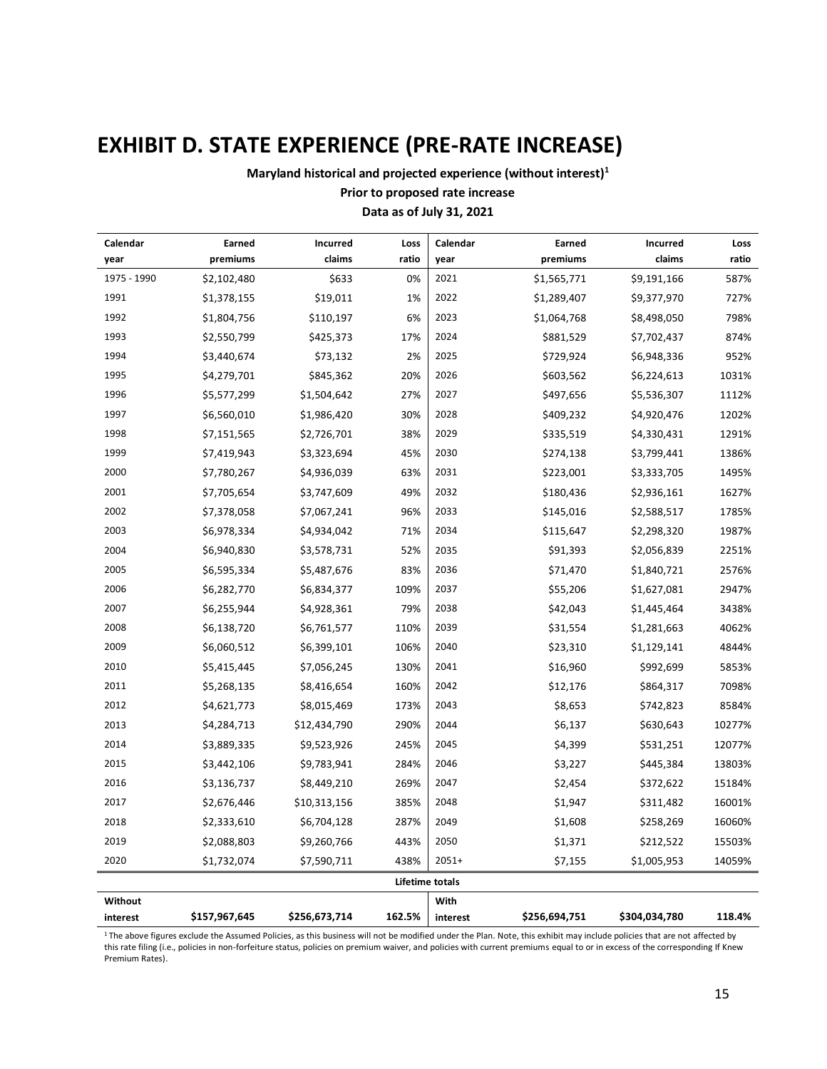# EXHIBIT D. STATE EXPERIENCE (PRE-RATE INCREASE)

**Maryland historical and projected experience (without interest)[1]**

**Prior to proposed rate increase**

**Data as of July 31, 2021**

| Calendar year | Earned premiums | Incurred claims | Loss ratio | Calendar year | Earned premiums | Incurred claims | Loss ratio |
|---|---|---|---|---|---|---|---|
| 1975 - 1990 | $2,102,480 | $633 | 0% | 2021 | $1,565,771 | $9,191,166 | 587% |
| 1991 | $1,378,155 | $19,011 | 1% | 2022 | $1,289,407 | $9,377,970 | 727% |
| 1992 | $1,804,756 | $110,197 | 6% | 2023 | $1,064,768 | $8,498,050 | 798% |
| 1993 | $2,550,799 | $425,373 | 17% | 2024 | $881,529 | $7,702,437 | 874% |
| 1994 | $3,440,674 | $73,132 | 2% | 2025 | $729,924 | $6,948,336 | 952% |
| 1995 | $4,279,701 | $845,362 | 20% | 2026 | $603,562 | $6,224,613 | 1031% |
| 1996 | $5,577,299 | $1,504,642 | 27% | 2027 | $497,656 | $5,536,307 | 1112% |
| 1997 | $6,560,010 | $1,986,420 | 30% | 2028 | $409,232 | $4,920,476 | 1202% |
| 1998 | $7,151,565 | $2,726,701 | 38% | 2029 | $335,519 | $4,330,431 | 1291% |
| 1999 | $7,419,943 | $3,323,694 | 45% | 2030 | $274,138 | $3,799,441 | 1386% |
| 2000 | $7,780,267 | $4,936,039 | 63% | 2031 | $223,001 | $3,333,705 | 1495% |
| 2001 | $7,705,654 | $3,747,609 | 49% | 2032 | $180,436 | $2,936,161 | 1627% |
| 2002 | $7,378,058 | $7,067,241 | 96% | 2033 | $145,016 | $2,588,517 | 1785% |
| 2003 | $6,978,334 | $4,934,042 | 71% | 2034 | $115,647 | $2,298,320 | 1987% |
| 2004 | $6,940,830 | $3,578,731 | 52% | 2035 | $91,393 | $2,056,839 | 2251% |
| 2005 | $6,595,334 | $5,487,676 | 83% | 2036 | $71,470 | $1,840,721 | 2576% |
| 2006 | $6,282,770 | $6,834,377 | 109% | 2037 | $55,206 | $1,627,081 | 2947% |
| 2007 | $6,255,944 | $4,928,361 | 79% | 2038 | $42,043 | $1,445,464 | 3438% |
| 2008 | $6,138,720 | $6,761,577 | 110% | 2039 | $31,554 | $1,281,663 | 4062% |
| 2009 | $6,060,512 | $6,399,101 | 106% | 2040 | $23,310 | $1,129,141 | 4844% |
| 2010 | $5,415,445 | $7,056,245 | 130% | 2041 | $16,960 | $992,699 | 5853% |
| 2011 | $5,268,135 | $8,416,654 | 160% | 2042 | $12,176 | $864,317 | 7098% |
| 2012 | $4,621,773 | $8,015,469 | 173% | 2043 | $8,653 | $742,823 | 8584% |
| 2013 | $4,284,713 | $12,434,790 | 290% | 2044 | $6,137 | $630,643 | 10277% |
| 2014 | $3,889,335 | $9,523,926 | 245% | 2045 | $4,399 | $531,251 | 12077% |
| 2015 | $3,442,106 | $9,783,941 | 284% | 2046 | $3,227 | $445,384 | 13803% |
| 2016 | $3,136,737 | $8,449,210 | 269% | 2047 | $2,454 | $372,622 | 15184% |
| 2017 | $2,676,446 | $10,313,156 | 385% | 2048 | $1,947 | $311,482 | 16001% |
| 2018 | $2,333,610 | $6,704,128 | 287% | 2049 | $1,608 | $258,269 | 16060% |
| 2019 | $2,088,803 | $9,260,766 | 443% | 2050 | $1,371 | $212,522 | 15503% |
| 2020 | $1,732,074 | $7,590,711 | 438% | 2051+ | $7,155 | $1,005,953 | 14059% |
| | | | | **Lifetime totals** | | | |
| **Without interest** | **$157,967,645** | **$256,673,714** | **162.5%** | **With interest** | **$256,694,751** | **$304,034,780** | **118.4%** |

[1] The above figures exclude the Assumed Policies, as this business will not be modified under the Plan. Note, this exhibit may include policies that are not affected by this rate filing (i.e., policies in non-forfeiture status, policies on premium waiver, and policies with current premiums equal to or in excess of the corresponding If Knew Premium Rates).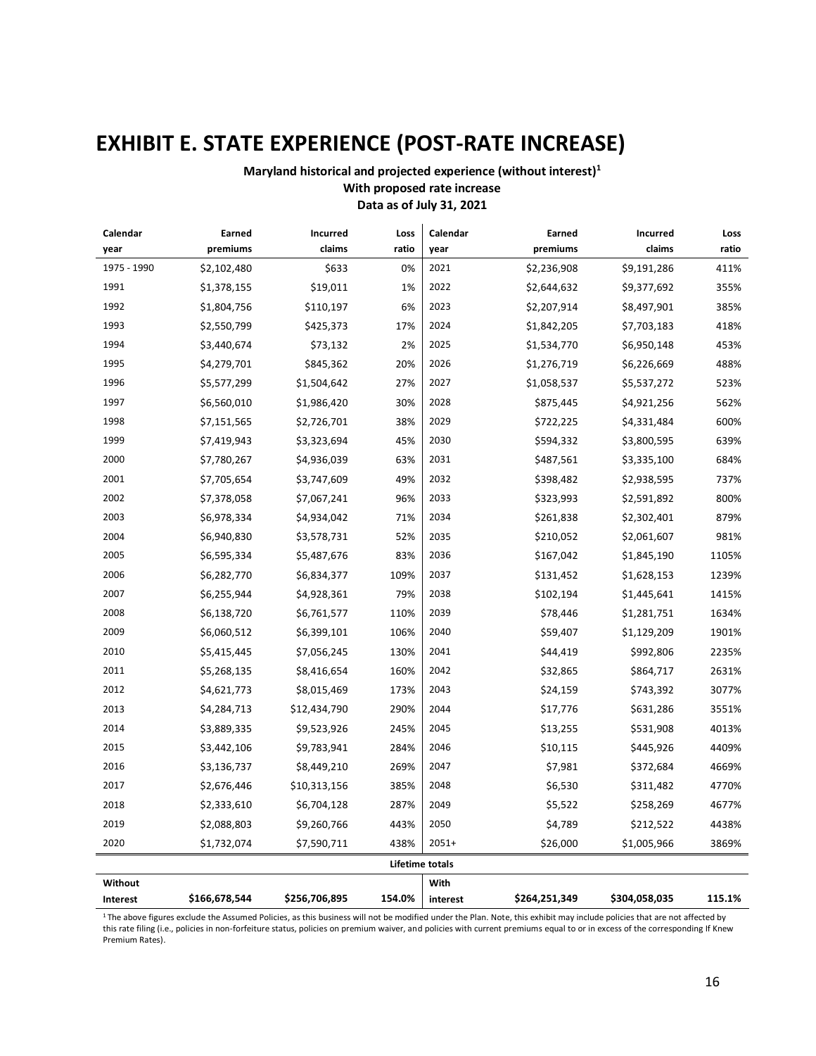# EXHIBIT E. STATE EXPERIENCE (POST-RATE INCREASE)

**Maryland historical and projected experience (without interest)[1]**
**With proposed rate increase**
**Data as of July 31, 2021**

| Calendar year | Earned premiums | Incurred claims | Loss ratio | Calendar year | Earned premiums | Incurred claims | Loss ratio |
|---|---|---|---|---|---|---|---|
| 1975 - 1990 | $2,102,480 | $633 | 0% | 2021 | $2,236,908 | $9,191,286 | 411% |
| 1991 | $1,378,155 | $19,011 | 1% | 2022 | $2,644,632 | $9,377,692 | 355% |
| 1992 | $1,804,756 | $110,197 | 6% | 2023 | $2,207,914 | $8,497,901 | 385% |
| 1993 | $2,550,799 | $425,373 | 17% | 2024 | $1,842,205 | $7,703,183 | 418% |
| 1994 | $3,440,674 | $73,132 | 2% | 2025 | $1,534,770 | $6,950,148 | 453% |
| 1995 | $4,279,701 | $845,362 | 20% | 2026 | $1,276,719 | $6,226,669 | 488% |
| 1996 | $5,577,299 | $1,504,642 | 27% | 2027 | $1,058,537 | $5,537,272 | 523% |
| 1997 | $6,560,010 | $1,986,420 | 30% | 2028 | $875,445 | $4,921,256 | 562% |
| 1998 | $7,151,565 | $2,726,701 | 38% | 2029 | $722,225 | $4,331,484 | 600% |
| 1999 | $7,419,943 | $3,323,694 | 45% | 2030 | $594,332 | $3,800,595 | 639% |
| 2000 | $7,780,267 | $4,936,039 | 63% | 2031 | $487,561 | $3,335,100 | 684% |
| 2001 | $7,705,654 | $3,747,609 | 49% | 2032 | $398,482 | $2,938,595 | 737% |
| 2002 | $7,378,058 | $7,067,241 | 96% | 2033 | $323,993 | $2,591,892 | 800% |
| 2003 | $6,978,334 | $4,934,042 | 71% | 2034 | $261,838 | $2,302,401 | 879% |
| 2004 | $6,940,830 | $3,578,731 | 52% | 2035 | $210,052 | $2,061,607 | 981% |
| 2005 | $6,595,334 | $5,487,676 | 83% | 2036 | $167,042 | $1,845,190 | 1105% |
| 2006 | $6,282,770 | $6,834,377 | 109% | 2037 | $131,452 | $1,628,153 | 1239% |
| 2007 | $6,255,944 | $4,928,361 | 79% | 2038 | $102,194 | $1,445,641 | 1415% |
| 2008 | $6,138,720 | $6,761,577 | 110% | 2039 | $78,446 | $1,281,751 | 1634% |
| 2009 | $6,060,512 | $6,399,101 | 106% | 2040 | $59,407 | $1,129,209 | 1901% |
| 2010 | $5,415,445 | $7,056,245 | 130% | 2041 | $44,419 | $992,806 | 2235% |
| 2011 | $5,268,135 | $8,416,654 | 160% | 2042 | $32,865 | $864,717 | 2631% |
| 2012 | $4,621,773 | $8,015,469 | 173% | 2043 | $24,159 | $743,392 | 3077% |
| 2013 | $4,284,713 | $12,434,790 | 290% | 2044 | $17,776 | $631,286 | 3551% |
| 2014 | $3,889,335 | $9,523,926 | 245% | 2045 | $13,255 | $531,908 | 4013% |
| 2015 | $3,442,106 | $9,783,941 | 284% | 2046 | $10,115 | $445,926 | 4409% |
| 2016 | $3,136,737 | $8,449,210 | 269% | 2047 | $7,981 | $372,684 | 4669% |
| 2017 | $2,676,446 | $10,313,156 | 385% | 2048 | $6,530 | $311,482 | 4770% |
| 2018 | $2,333,610 | $6,704,128 | 287% | 2049 | $5,522 | $258,269 | 4677% |
| 2019 | $2,088,803 | $9,260,766 | 443% | 2050 | $4,789 | $212,522 | 4438% |
| 2020 | $1,732,074 | $7,590,711 | 438% | 2051+ | $26,000 | $1,005,966 | 3869% |
| | | | **Lifetime totals** | | | | |
| **Without Interest** | **$166,678,544** | **$256,706,895** | **154.0%** | **With interest** | **$264,251,349** | **$304,058,035** | **115.1%** |

[1] The above figures exclude the Assumed Policies, as this business will not be modified under the Plan. Note, this exhibit may include policies that are not affected by this rate filing (i.e., policies in non-forfeiture status, policies on premium waiver, and policies with current premiums equal to or in excess of the corresponding If Knew Premium Rates).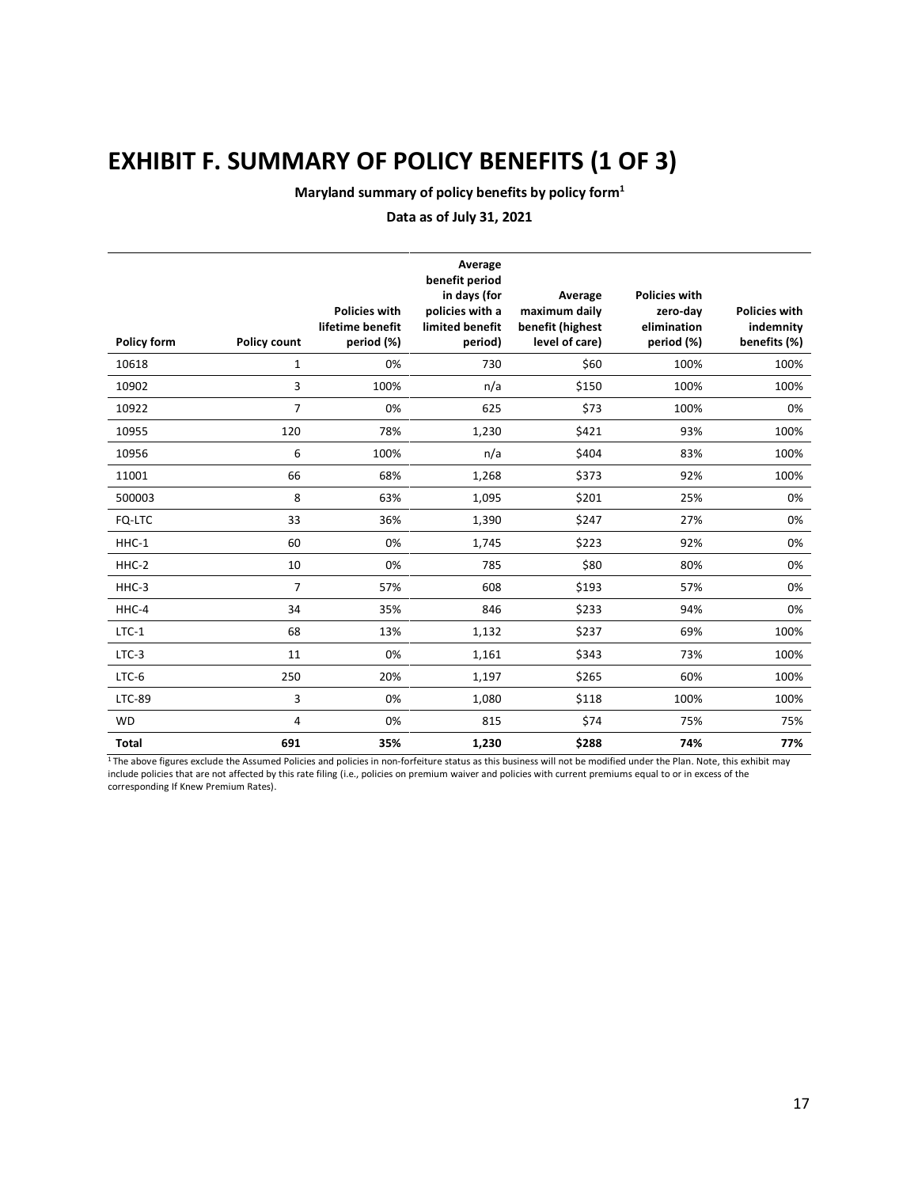# EXHIBIT F. SUMMARY OF POLICY BENEFITS (1 OF 3)

**Maryland summary of policy benefits by policy form[1]**

**Data as of July 31, 2021**

| Policy form | Policy count | Policies with lifetime benefit period (%) | Average benefit period in days (for policies with a limited benefit period) | Average maximum daily benefit (highest level of care) | Policies with zero-day elimination period (%) | Policies with indemnity benefits (%) |
|---|---|---|---|---|---|---|
| 10618 | 1 | 0% | 730 | $60 | 100% | 100% |
| 10902 | 3 | 100% | n/a | $150 | 100% | 100% |
| 10922 | 7 | 0% | 625 | $73 | 100% | 0% |
| 10955 | 120 | 78% | 1,230 | $421 | 93% | 100% |
| 10956 | 6 | 100% | n/a | $404 | 83% | 100% |
| 11001 | 66 | 68% | 1,268 | $373 | 92% | 100% |
| 500003 | 8 | 63% | 1,095 | $201 | 25% | 0% |
| FQ-LTC | 33 | 36% | 1,390 | $247 | 27% | 0% |
| HHC-1 | 60 | 0% | 1,745 | $223 | 92% | 0% |
| HHC-2 | 10 | 0% | 785 | $80 | 80% | 0% |
| HHC-3 | 7 | 57% | 608 | $193 | 57% | 0% |
| HHC-4 | 34 | 35% | 846 | $233 | 94% | 0% |
| LTC-1 | 68 | 13% | 1,132 | $237 | 69% | 100% |
| LTC-3 | 11 | 0% | 1,161 | $343 | 73% | 100% |
| LTC-6 | 250 | 20% | 1,197 | $265 | 60% | 100% |
| LTC-89 | 3 | 0% | 1,080 | $118 | 100% | 100% |
| WD | 4 | 0% | 815 | $74 | 75% | 75% |
| **Total** | **691** | **35%** | **1,230** | **$288** | **74%** | **77%** |

[1] The above figures exclude the Assumed Policies and policies in non-forfeiture status as this business will not be modified under the Plan. Note, this exhibit may include policies that are not affected by this rate filing (i.e., policies on premium waiver and policies with current premiums equal to or in excess of the corresponding If Knew Premium Rates).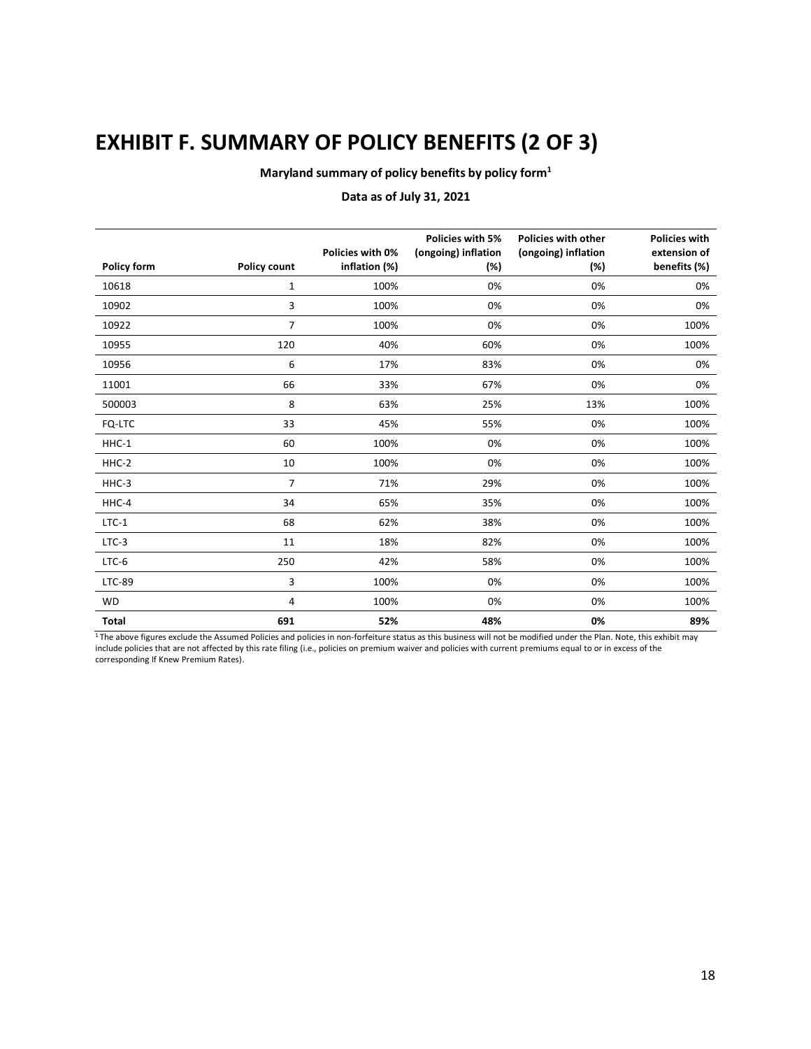# EXHIBIT F. SUMMARY OF POLICY BENEFITS (2 OF 3)

**Maryland summary of policy benefits by policy form[1]**

**Data as of July 31, 2021**

| Policy form | Policy count | Policies with 0% inflation (%) | Policies with 5% (ongoing) inflation (%) | Policies with other (ongoing) inflation (%) | Policies with extension of benefits (%) |
|---|---|---|---|---|---|
| 10618 | 1 | 100% | 0% | 0% | 0% |
| 10902 | 3 | 100% | 0% | 0% | 0% |
| 10922 | 7 | 100% | 0% | 0% | 100% |
| 10955 | 120 | 40% | 60% | 0% | 100% |
| 10956 | 6 | 17% | 83% | 0% | 0% |
| 11001 | 66 | 33% | 67% | 0% | 0% |
| 500003 | 8 | 63% | 25% | 13% | 100% |
| FQ-LTC | 33 | 45% | 55% | 0% | 100% |
| HHC-1 | 60 | 100% | 0% | 0% | 100% |
| HHC-2 | 10 | 100% | 0% | 0% | 100% |
| HHC-3 | 7 | 71% | 29% | 0% | 100% |
| HHC-4 | 34 | 65% | 35% | 0% | 100% |
| LTC-1 | 68 | 62% | 38% | 0% | 100% |
| LTC-3 | 11 | 18% | 82% | 0% | 100% |
| LTC-6 | 250 | 42% | 58% | 0% | 100% |
| LTC-89 | 3 | 100% | 0% | 0% | 100% |
| WD | 4 | 100% | 0% | 0% | 100% |
| **Total** | **691** | **52%** | **48%** | **0%** | **89%** |

[1] The above figures exclude the Assumed Policies and policies in non-forfeiture status as this business will not be modified under the Plan. Note, this exhibit may include policies that are not affected by this rate filing (i.e., policies on premium waiver and policies with current premiums equal to or in excess of the corresponding If Knew Premium Rates).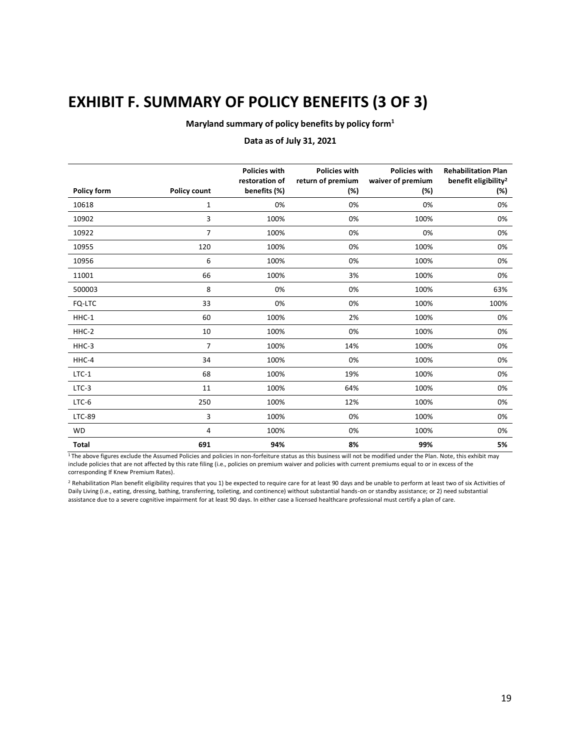# EXHIBIT F. SUMMARY OF POLICY BENEFITS (3 OF 3)

**Maryland summary of policy benefits by policy form[1]**

**Data as of July 31, 2021**

| Policy form | Policy count | Policies with restoration of benefits (%) | Policies with return of premium (%) | Policies with waiver of premium (%) | Rehabilitation Plan benefit eligibility[2] (%) |
|---|---|---|---|---|---|
| 10618 | 1 | 0% | 0% | 0% | 0% |
| 10902 | 3 | 100% | 0% | 100% | 0% |
| 10922 | 7 | 100% | 0% | 0% | 0% |
| 10955 | 120 | 100% | 0% | 100% | 0% |
| 10956 | 6 | 100% | 0% | 100% | 0% |
| 11001 | 66 | 100% | 3% | 100% | 0% |
| 500003 | 8 | 0% | 0% | 100% | 63% |
| FQ-LTC | 33 | 0% | 0% | 100% | 100% |
| HHC-1 | 60 | 100% | 2% | 100% | 0% |
| HHC-2 | 10 | 100% | 0% | 100% | 0% |
| HHC-3 | 7 | 100% | 14% | 100% | 0% |
| HHC-4 | 34 | 100% | 0% | 100% | 0% |
| LTC-1 | 68 | 100% | 19% | 100% | 0% |
| LTC-3 | 11 | 100% | 64% | 100% | 0% |
| LTC-6 | 250 | 100% | 12% | 100% | 0% |
| LTC-89 | 3 | 100% | 0% | 100% | 0% |
| WD | 4 | 100% | 0% | 100% | 0% |
| **Total** | **691** | **94%** | **8%** | **99%** | **5%** |

[1] The above figures exclude the Assumed Policies and policies in non-forfeiture status as this business will not be modified under the Plan. Note, this exhibit may include policies that are not affected by this rate filing (i.e., policies on premium waiver and policies with current premiums equal to or in excess of the corresponding If Knew Premium Rates).

[2] Rehabilitation Plan benefit eligibility requires that you 1) be expected to require care for at least 90 days and be unable to perform at least two of six Activities of Daily Living (i.e., eating, dressing, bathing, transferring, toileting, and continence) without substantial hands-on or standby assistance; or 2) need substantial assistance due to a severe cognitive impairment for at least 90 days. In either case a licensed healthcare professional must certify a plan of care.